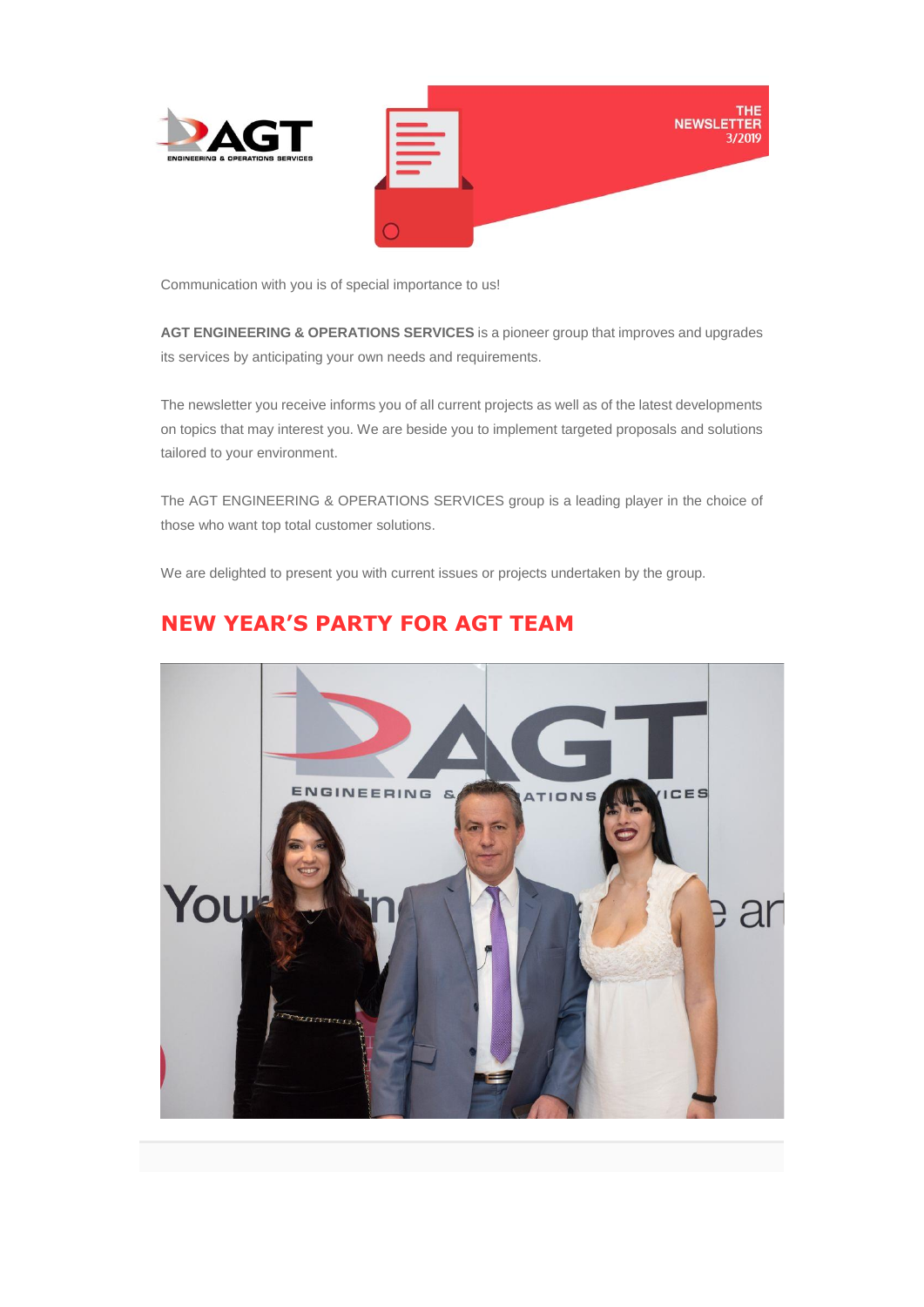THE NEWSLETTER 3/2019

Communication with you is of special importance to us!

**AGT ENGINEERING & OPERATIONS SERVICES** is a pioneer group that improves and upgrades its services by anticipating your own needs and requirements.

The newsletter you receive informs you of all current projects as well as of the latest developments on topics that may interest you. We are beside you to implement targeted proposals and solutions tailored to your environment.

The AGT ENGINEERING & OPERATIONS SERVICES group is a leading player in the choice of those who want top total customer solutions.

We are delighted to present you with current issues or projects undertaken by the group.

## NEW YEAR'S PARTY FOR AGT TEAM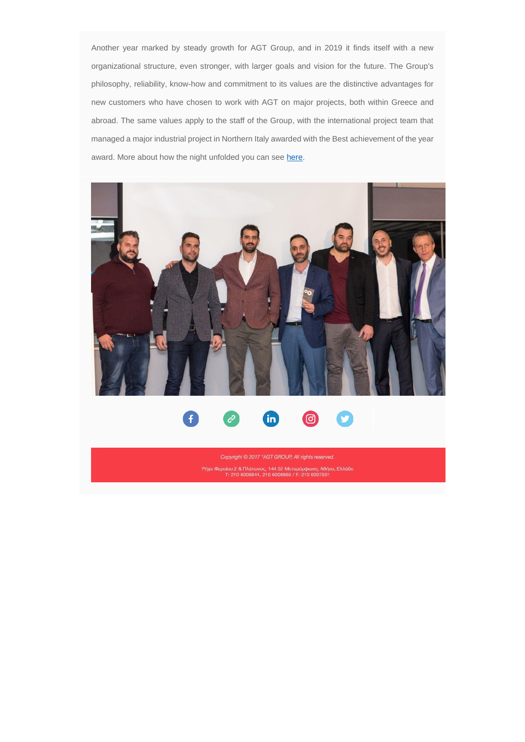Another year marked by steady growth for AGT Group, and in 2019 it finds itself with a new organizational structure, even stronger, with larger goals and vision for the future. The Group's philosophy, reliability, know-how and commitment to its values are the distinctive advantages for new customers who have chosen to work with AGT on major projects, both within Greece and abroad. The same values apply to the staff of the Group, with the international project team that managed a major industrial project in Northern Italy awarded with the Best achievement of the year award. More about how the night unfolded you can see here.

*Copyright © 2017 *AGT GROUP, All rights reserved.*

Ρήγα Φεραίου 2 & Πλάτωνος, 144 52 Μεταμόρφωση, Αθήνα, Ελλάδα
T: 210 6008844, 210 6008866 / F: 210 6007501